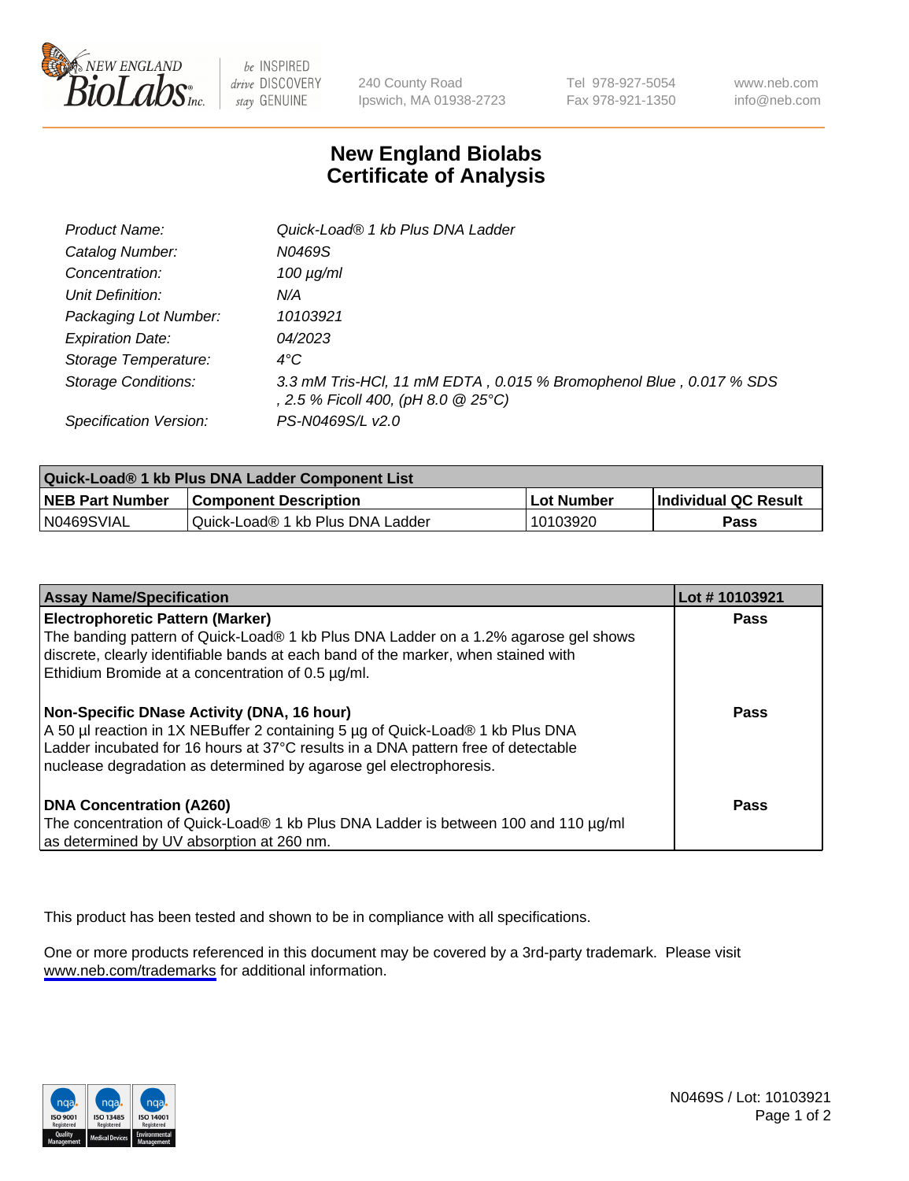New England BioLabs Inc. — be INSPIRED drive DISCOVERY stay GENUINE

240 County Road
Ipswich, MA 01938-2723

Tel 978-927-5054
Fax 978-921-1350

www.neb.com
info@neb.com

# New England Biolabs Certificate of Analysis

| | |
|---|---|
| *Product Name:* | *Quick-Load® 1 kb Plus DNA Ladder* |
| *Catalog Number:* | *N0469S* |
| *Concentration:* | *100 µg/ml* |
| *Unit Definition:* | *N/A* |
| *Packaging Lot Number:* | *10103921* |
| *Expiration Date:* | *04/2023* |
| *Storage Temperature:* | *4°C* |
| *Storage Conditions:* | *3.3 mM Tris-HCl, 11 mM EDTA , 0.015 % Bromophenol Blue , 0.017 % SDS , 2.5 % Ficoll 400, (pH 8.0 @ 25°C)* |
| *Specification Version:* | *PS-N0469S/L v2.0* |

| Quick-Load® 1 kb Plus DNA Ladder Component List | | | |
|---|---|---|---|
| **NEB Part Number** | **Component Description** | **Lot Number** | **Individual QC Result** |
| N0469SVIAL | Quick-Load® 1 kb Plus DNA Ladder | 10103920 | **Pass** |

| Assay Name/Specification | Lot # 10103921 |
|---|---|
| **Electrophoretic Pattern (Marker)**<br>The banding pattern of Quick-Load® 1 kb Plus DNA Ladder on a 1.2% agarose gel shows discrete, clearly identifiable bands at each band of the marker, when stained with Ethidium Bromide at a concentration of 0.5 µg/ml. | **Pass** |
| **Non-Specific DNase Activity (DNA, 16 hour)**<br>A 50 µl reaction in 1X NEBuffer 2 containing 5 µg of Quick-Load® 1 kb Plus DNA Ladder incubated for 16 hours at 37°C results in a DNA pattern free of detectable nuclease degradation as determined by agarose gel electrophoresis. | **Pass** |
| **DNA Concentration (A260)**<br>The concentration of Quick-Load® 1 kb Plus DNA Ladder is between 100 and 110 µg/ml as determined by UV absorption at 260 nm. | **Pass** |

This product has been tested and shown to be in compliance with all specifications.

One or more products referenced in this document may be covered by a 3rd-party trademark. Please visit www.neb.com/trademarks for additional information.

ISO 9001 Registered Quality Management | ISO 13485 Registered Medical Devices | ISO 14001 Registered Environmental Management

N0469S / Lot: 10103921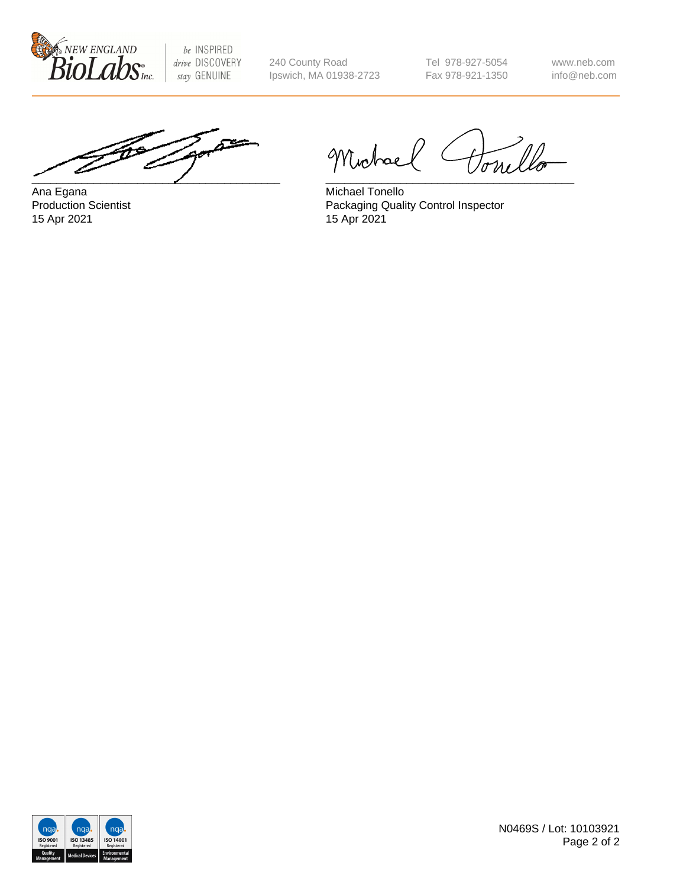NEW ENGLAND BioLabs Inc.

be INSPIRED
drive DISCOVERY
stay GENUINE

240 County Road
Ipswich, MA 01938-2723

Tel 978-927-5054
Fax 978-921-1350

www.neb.com
info@neb.com

Ana Egana
Production Scientist
15 Apr 2021

Michael Tonello
Packaging Quality Control Inspector
15 Apr 2021

N0469S / Lot: 10103921